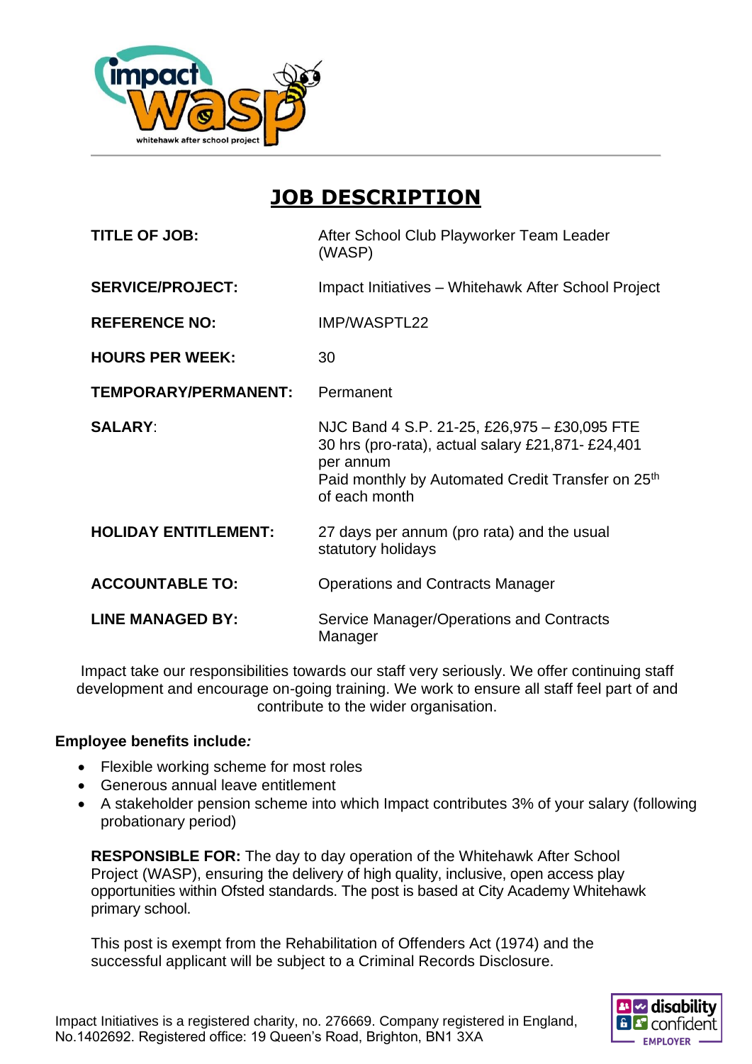# JOB DESCRIPTION

| | |
|---|---|
| **TITLE OF JOB:** | After School Club Playworker Team Leader (WASP) |
| **SERVICE/PROJECT:** | Impact Initiatives – Whitehawk After School Project |
| **REFERENCE NO:** | IMP/WASPTL22 |
| **HOURS PER WEEK:** | 30 |
| **TEMPORARY/PERMANENT:** | Permanent |
| **SALARY:** | NJC Band 4 S.P. 21-25, £26,975 – £30,095 FTE 30 hrs (pro-rata), actual salary £21,871- £24,401 per annum Paid monthly by Automated Credit Transfer on 25th of each month |
| **HOLIDAY ENTITLEMENT:** | 27 days per annum (pro rata) and the usual statutory holidays |
| **ACCOUNTABLE TO:** | Operations and Contracts Manager |
| **LINE MANAGED BY:** | Service Manager/Operations and Contracts Manager |

Impact take our responsibilities towards our staff very seriously. We offer continuing staff development and encourage on-going training. We work to ensure all staff feel part of and contribute to the wider organisation.

**Employee benefits include*:***

- Flexible working scheme for most roles
- Generous annual leave entitlement
- A stakeholder pension scheme into which Impact contributes 3% of your salary (following probationary period)

**RESPONSIBLE FOR:** The day to day operation of the Whitehawk After School Project (WASP), ensuring the delivery of high quality, inclusive, open access play opportunities within Ofsted standards. The post is based at City Academy Whitehawk primary school.

This post is exempt from the Rehabilitation of Offenders Act (1974) and the successful applicant will be subject to a Criminal Records Disclosure.

Impact Initiatives is a registered charity, no. 276669. Company registered in England, No.1402692. Registered office: 19 Queen's Road, Brighton, BN1 3XA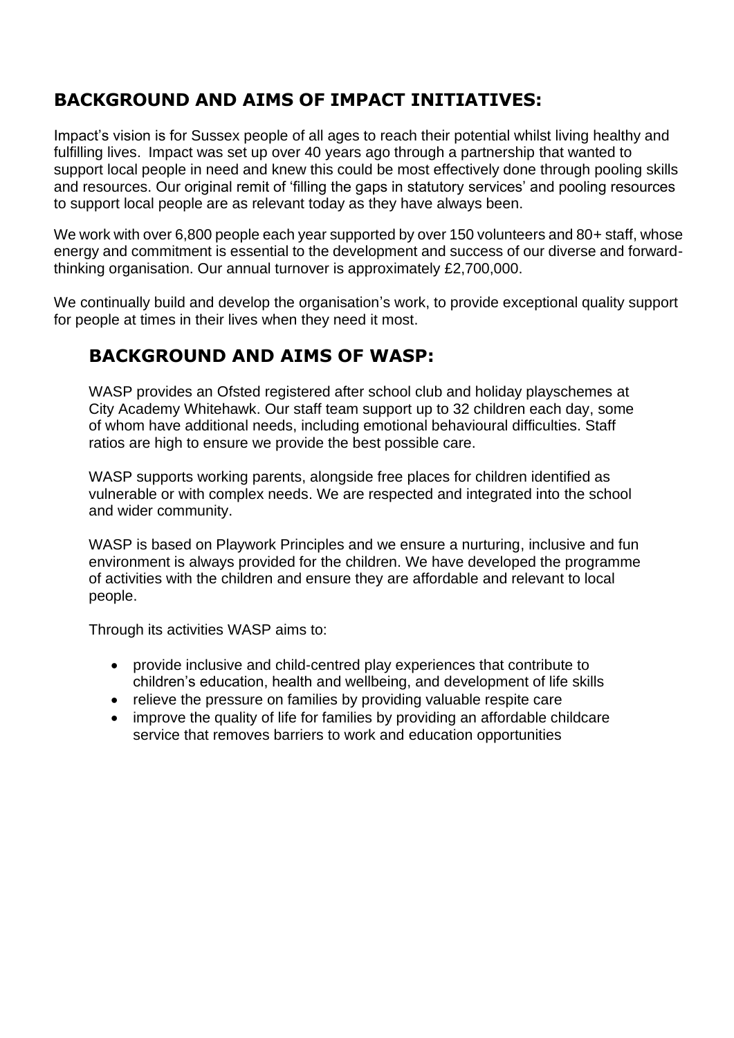## BACKGROUND AND AIMS OF IMPACT INITIATIVES:

Impact's vision is for Sussex people of all ages to reach their potential whilst living healthy and fulfilling lives. Impact was set up over 40 years ago through a partnership that wanted to support local people in need and knew this could be most effectively done through pooling skills and resources. Our original remit of 'filling the gaps in statutory services' and pooling resources to support local people are as relevant today as they have always been.

We work with over 6,800 people each year supported by over 150 volunteers and 80+ staff, whose energy and commitment is essential to the development and success of our diverse and forward-thinking organisation. Our annual turnover is approximately £2,700,000.

We continually build and develop the organisation's work, to provide exceptional quality support for people at times in their lives when they need it most.

## BACKGROUND AND AIMS OF WASP:

WASP provides an Ofsted registered after school club and holiday playschemes at City Academy Whitehawk. Our staff team support up to 32 children each day, some of whom have additional needs, including emotional behavioural difficulties. Staff ratios are high to ensure we provide the best possible care.

WASP supports working parents, alongside free places for children identified as vulnerable or with complex needs. We are respected and integrated into the school and wider community.

WASP is based on Playwork Principles and we ensure a nurturing, inclusive and fun environment is always provided for the children. We have developed the programme of activities with the children and ensure they are affordable and relevant to local people.

Through its activities WASP aims to:

- provide inclusive and child-centred play experiences that contribute to children's education, health and wellbeing, and development of life skills
- relieve the pressure on families by providing valuable respite care
- improve the quality of life for families by providing an affordable childcare service that removes barriers to work and education opportunities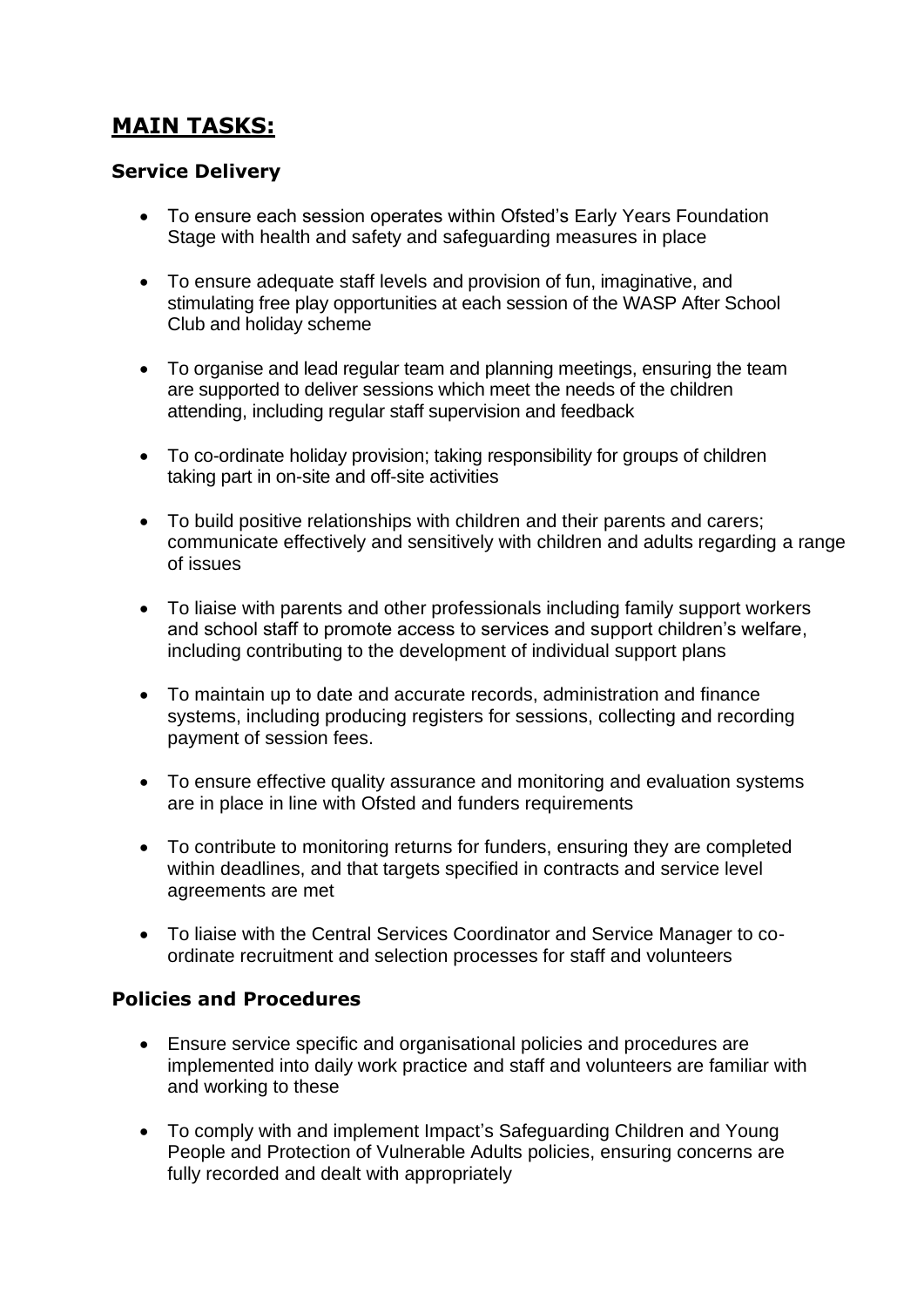# MAIN TASKS:

### Service Delivery

- To ensure each session operates within Ofsted's Early Years Foundation Stage with health and safety and safeguarding measures in place
- To ensure adequate staff levels and provision of fun, imaginative, and stimulating free play opportunities at each session of the WASP After School Club and holiday scheme
- To organise and lead regular team and planning meetings, ensuring the team are supported to deliver sessions which meet the needs of the children attending, including regular staff supervision and feedback
- To co-ordinate holiday provision; taking responsibility for groups of children taking part in on-site and off-site activities
- To build positive relationships with children and their parents and carers; communicate effectively and sensitively with children and adults regarding a range of issues
- To liaise with parents and other professionals including family support workers and school staff to promote access to services and support children's welfare, including contributing to the development of individual support plans
- To maintain up to date and accurate records, administration and finance systems, including producing registers for sessions, collecting and recording payment of session fees.
- To ensure effective quality assurance and monitoring and evaluation systems are in place in line with Ofsted and funders requirements
- To contribute to monitoring returns for funders, ensuring they are completed within deadlines, and that targets specified in contracts and service level agreements are met
- To liaise with the Central Services Coordinator and Service Manager to co-ordinate recruitment and selection processes for staff and volunteers

### Policies and Procedures

- Ensure service specific and organisational policies and procedures are implemented into daily work practice and staff and volunteers are familiar with and working to these
- To comply with and implement Impact's Safeguarding Children and Young People and Protection of Vulnerable Adults policies, ensuring concerns are fully recorded and dealt with appropriately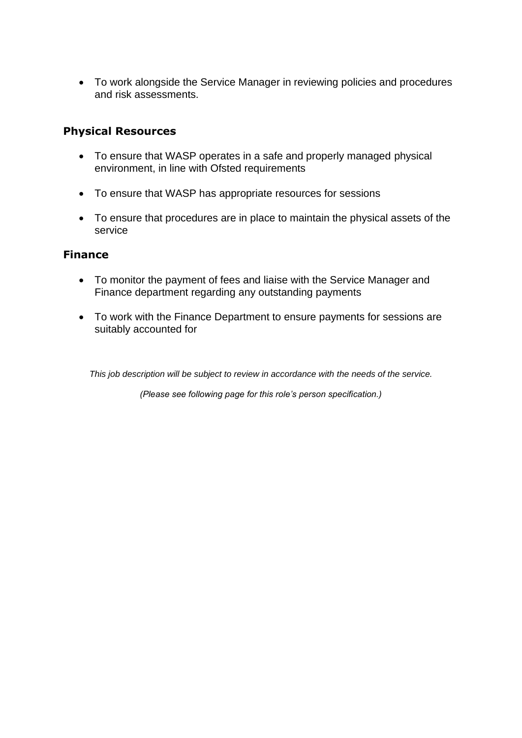- To work alongside the Service Manager in reviewing policies and procedures and risk assessments.

## Physical Resources

- To ensure that WASP operates in a safe and properly managed physical environment, in line with Ofsted requirements
- To ensure that WASP has appropriate resources for sessions
- To ensure that procedures are in place to maintain the physical assets of the service

## Finance

- To monitor the payment of fees and liaise with the Service Manager and Finance department regarding any outstanding payments
- To work with the Finance Department to ensure payments for sessions are suitably accounted for

*This job description will be subject to review in accordance with the needs of the service.*

*(Please see following page for this role's person specification.)*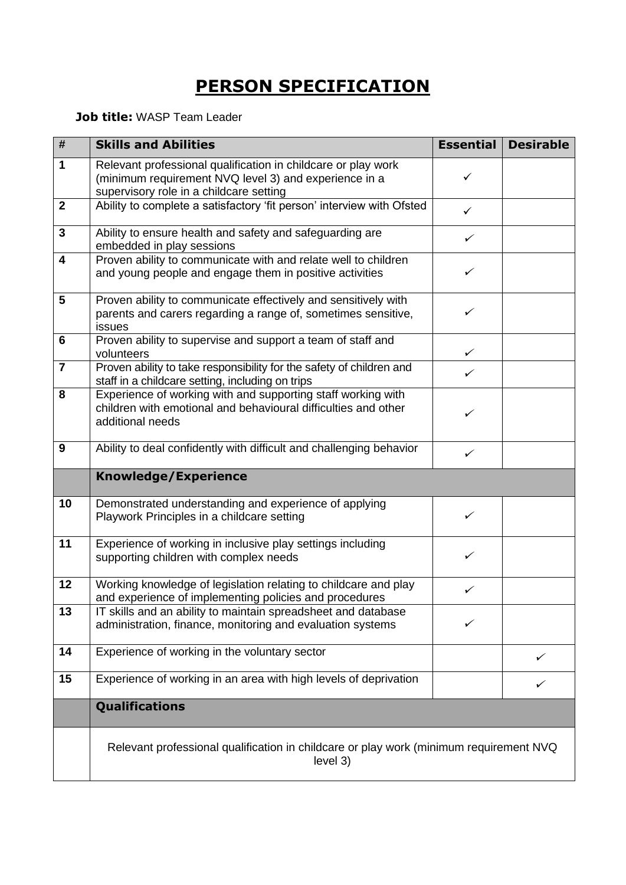# PERSON SPECIFICATION

**Job title:** WASP Team Leader

| # | Skills and Abilities | Essential | Desirable |
|---|---|---|---|
| 1 | Relevant professional qualification in childcare or play work (minimum requirement NVQ level 3) and experience in a supervisory role in a childcare setting | ✓ | |
| 2 | Ability to complete a satisfactory 'fit person' interview with Ofsted | ✓ | |
| 3 | Ability to ensure health and safety and safeguarding are embedded in play sessions | ✓ | |
| 4 | Proven ability to communicate with and relate well to children and young people and engage them in positive activities | ✓ | |
| 5 | Proven ability to communicate effectively and sensitively with parents and carers regarding a range of, sometimes sensitive, issues | ✓ | |
| 6 | Proven ability to supervise and support a team of staff and volunteers | ✓ | |
| 7 | Proven ability to take responsibility for the safety of children and staff in a childcare setting, including on trips | ✓ | |
| 8 | Experience of working with and supporting staff working with children with emotional and behavioural difficulties and other additional needs | ✓ | |
| 9 | Ability to deal confidently with difficult and challenging behavior | ✓ | |
| | **Knowledge/Experience** | | |
| 10 | Demonstrated understanding and experience of applying Playwork Principles in a childcare setting | ✓ | |
| 11 | Experience of working in inclusive play settings including supporting children with complex needs | ✓ | |
| 12 | Working knowledge of legislation relating to childcare and play and experience of implementing policies and procedures | ✓ | |
| 13 | IT skills and an ability to maintain spreadsheet and database administration, finance, monitoring and evaluation systems | ✓ | |
| 14 | Experience of working in the voluntary sector | | ✓ |
| 15 | Experience of working in an area with high levels of deprivation | | ✓ |
| | **Qualifications** | | |
| | Relevant professional qualification in childcare or play work (minimum requirement NVQ level 3) | | |